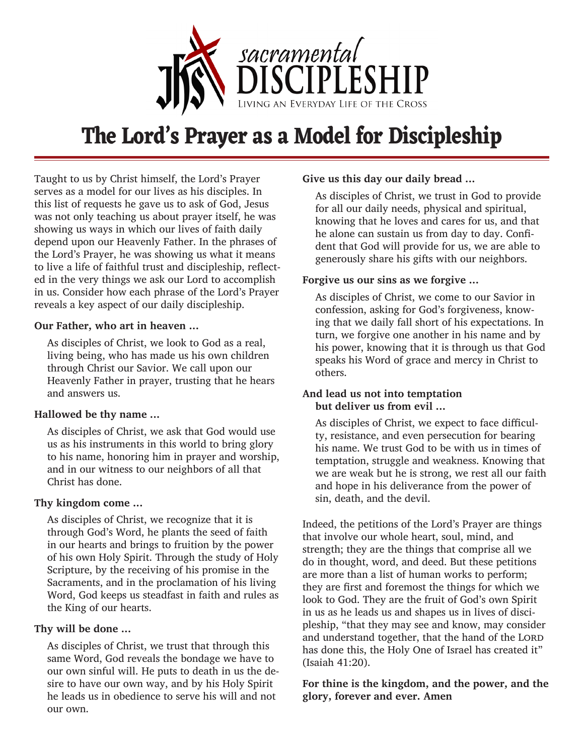sacramental DISCIPLESHIP

Living an Everyday Life of the Cross

# The Lord's Prayer as a Model for Discipleship

Taught to us by Christ himself, the Lord's Prayer serves as a model for our lives as his disciples. In this list of requests he gave us to ask of God, Jesus was not only teaching us about prayer itself, he was showing us ways in which our lives of faith daily depend upon our Heavenly Father. In the phrases of the Lord's Prayer, he was showing us what it means to live a life of faithful trust and discipleship, reflected in the very things we ask our Lord to accomplish in us. Consider how each phrase of the Lord's Prayer reveals a key aspect of our daily discipleship.

**Our Father, who art in heaven …**

As disciples of Christ, we look to God as a real, living being, who has made us his own children through Christ our Savior. We call upon our Heavenly Father in prayer, trusting that he hears and answers us.

**Hallowed be thy name …**

As disciples of Christ, we ask that God would use us as his instruments in this world to bring glory to his name, honoring him in prayer and worship, and in our witness to our neighbors of all that Christ has done.

**Thy kingdom come …**

As disciples of Christ, we recognize that it is through God's Word, he plants the seed of faith in our hearts and brings to fruition by the power of his own Holy Spirit. Through the study of Holy Scripture, by the receiving of his promise in the Sacraments, and in the proclamation of his living Word, God keeps us steadfast in faith and rules as the King of our hearts.

**Thy will be done …**

As disciples of Christ, we trust that through this same Word, God reveals the bondage we have to our own sinful will. He puts to death in us the desire to have our own way, and by his Holy Spirit he leads us in obedience to serve his will and not our own.

**Give us this day our daily bread …**

As disciples of Christ, we trust in God to provide for all our daily needs, physical and spiritual, knowing that he loves and cares for us, and that he alone can sustain us from day to day. Confident that God will provide for us, we are able to generously share his gifts with our neighbors.

**Forgive us our sins as we forgive …**

As disciples of Christ, we come to our Savior in confession, asking for God's forgiveness, knowing that we daily fall short of his expectations. In turn, we forgive one another in his name and by his power, knowing that it is through us that God speaks his Word of grace and mercy in Christ to others.

**And lead us not into temptation but deliver us from evil …**

As disciples of Christ, we expect to face difficulty, resistance, and even persecution for bearing his name. We trust God to be with us in times of temptation, struggle and weakness. Knowing that we are weak but he is strong, we rest all our faith and hope in his deliverance from the power of sin, death, and the devil.

Indeed, the petitions of the Lord's Prayer are things that involve our whole heart, soul, mind, and strength; they are the things that comprise all we do in thought, word, and deed. But these petitions are more than a list of human works to perform; they are first and foremost the things for which we look to God. They are the fruit of God's own Spirit in us as he leads us and shapes us in lives of discipleship, "that they may see and know, may consider and understand together, that the hand of the Lord has done this, the Holy One of Israel has created it" (Isaiah 41:20).

**For thine is the kingdom, and the power, and the glory, forever and ever. Amen**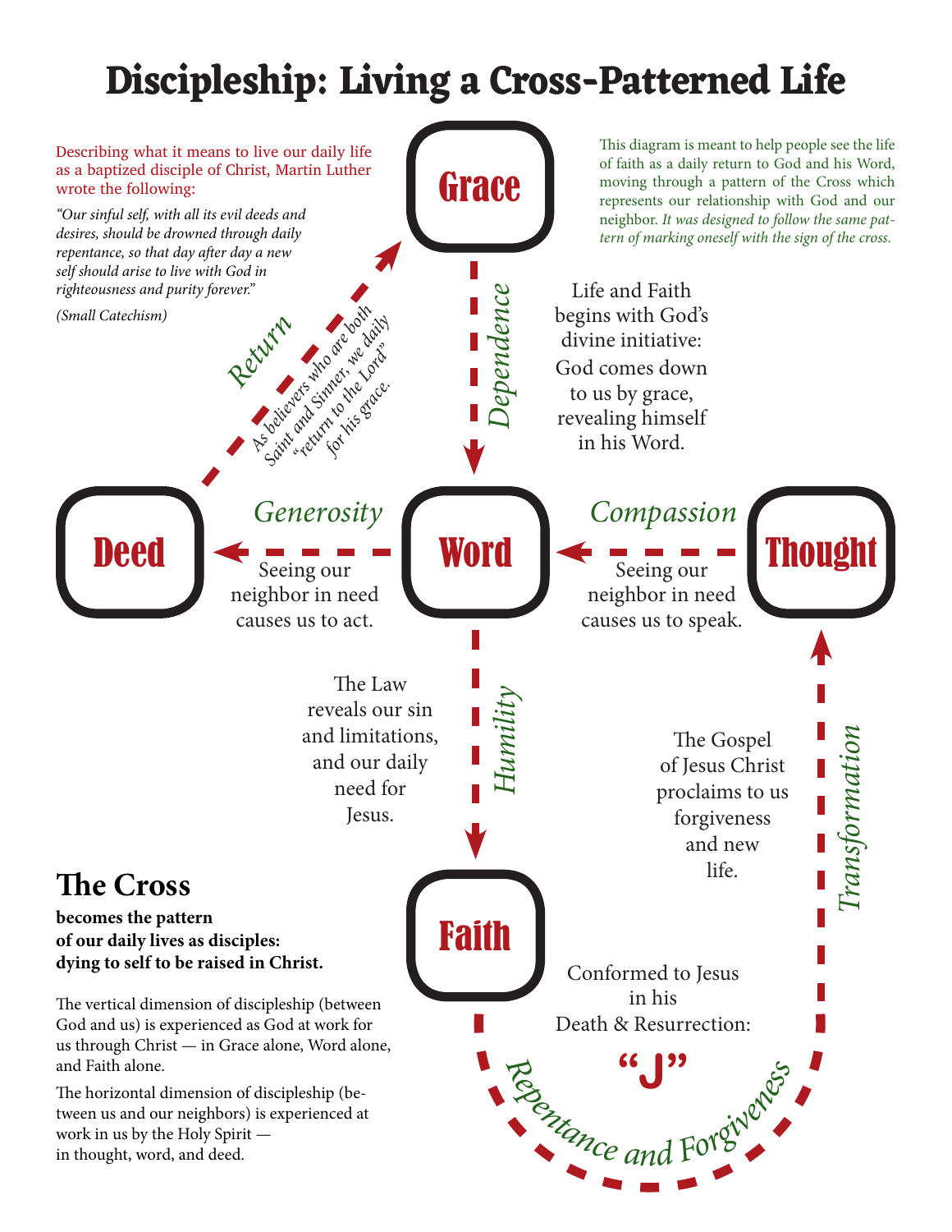# Discipleship: Living a Cross-Patterned Life

Describing what it means to live our daily life as a baptized disciple of Christ, Martin Luther wrote the following:

*"Our sinful self, with all its evil deeds and desires, should be drowned through daily repentance, so that day after day a new self should arise to live with God in righteousness and purity forever."*

*(Small Catechism)*

This diagram is meant to help people see the life of faith as a daily return to God and his Word, moving through a pattern of the Cross which represents our relationship with God and our neighbor. *It was designed to follow the same pattern of marking oneself with the sign of the cross.*

Grace

Dependence

Life and Faith begins with God's divine initiative: God comes down to us by grace, revealing himself in his Word.

Return

*As believers who are both Saint and Sinner, we daily "return to the Lord" for his grace.*

Deed

Generosity

Word

Compassion

Thought

Seeing our neighbor in need causes us to act.

Seeing our neighbor in need causes us to speak.

Humility

The Law reveals our sin and limitations, and our daily need for Jesus.

Transformation

The Gospel of Jesus Christ proclaims to us forgiveness and new life.

Faith

Conformed to Jesus in his Death & Resurrection:

"J"

Repentance and Forgiveness

## The Cross

**becomes the pattern of our daily lives as disciples: dying to self to be raised in Christ.**

The vertical dimension of discipleship (between God and us) is experienced as God at work for us through Christ — in Grace alone, Word alone, and Faith alone.

The horizontal dimension of discipleship (between us and our neighbors) is experienced at work in us by the Holy Spirit — in thought, word, and deed.